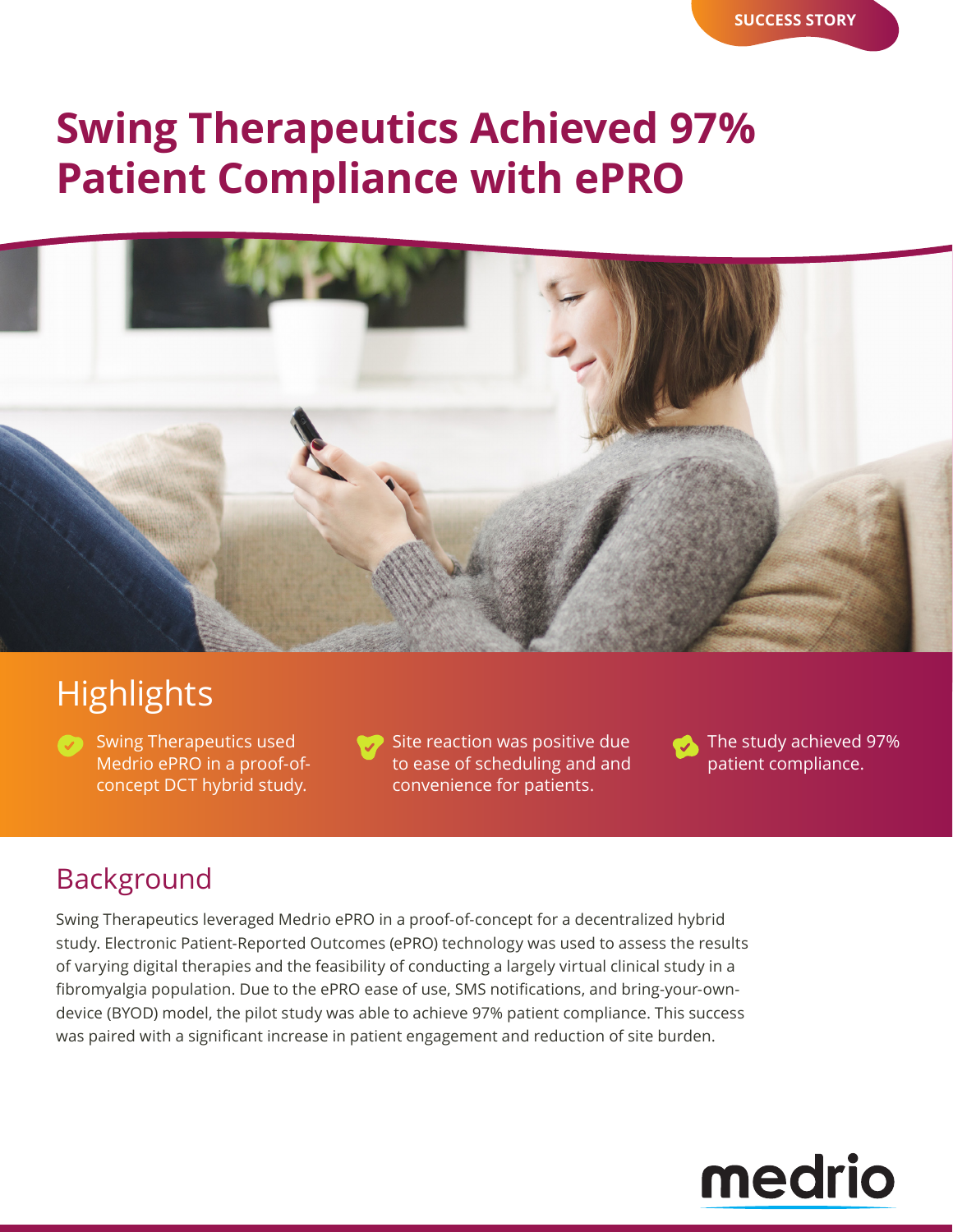SUCCESS STORY

# Swing Therapeutics Achieved 97% Patient Compliance with ePRO

## Highlights

- Swing Therapeutics used Medrio ePRO in a proof-of-concept DCT hybrid study.
- Site reaction was positive due to ease of scheduling and and convenience for patients.
- The study achieved 97% patient compliance.

## Background

Swing Therapeutics leveraged Medrio ePRO in a proof-of-concept for a decentralized hybrid study. Electronic Patient-Reported Outcomes (ePRO) technology was used to assess the results of varying digital therapies and the feasibility of conducting a largely virtual clinical study in a fibromyalgia population. Due to the ePRO ease of use, SMS notifications, and bring-your-own-device (BYOD) model, the pilot study was able to achieve 97% patient compliance. This success was paired with a significant increase in patient engagement and reduction of site burden.

medrio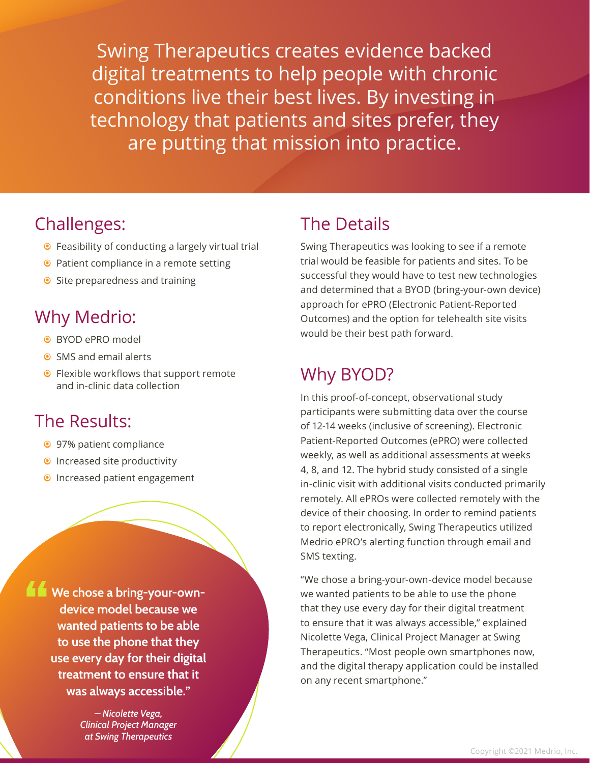Swing Therapeutics creates evidence backed digital treatments to help people with chronic conditions live their best lives. By investing in technology that patients and sites prefer, they are putting that mission into practice.

## Challenges:

- Feasibility of conducting a largely virtual trial
- Patient compliance in a remote setting
- Site preparedness and training

## Why Medrio:

- BYOD ePRO model
- SMS and email alerts
- Flexible workflows that support remote and in-clinic data collection

## The Results:

- 97% patient compliance
- Increased site productivity
- Increased patient engagement

> **"We chose a bring-your-own-device model because we wanted patients to be able to use the phone that they use every day for their digital treatment to ensure that it was always accessible."**
>
> *– Nicolette Vega, Clinical Project Manager at Swing Therapeutics*

## The Details

Swing Therapeutics was looking to see if a remote trial would be feasible for patients and sites. To be successful they would have to test new technologies and determined that a BYOD (bring-your-own device) approach for ePRO (Electronic Patient-Reported Outcomes) and the option for telehealth site visits would be their best path forward.

## Why BYOD?

In this proof-of-concept, observational study participants were submitting data over the course of 12-14 weeks (inclusive of screening). Electronic Patient-Reported Outcomes (ePRO) were collected weekly, as well as additional assessments at weeks 4, 8, and 12. The hybrid study consisted of a single in-clinic visit with additional visits conducted primarily remotely. All ePROs were collected remotely with the device of their choosing. In order to remind patients to report electronically, Swing Therapeutics utilized Medrio ePRO's alerting function through email and SMS texting.

"We chose a bring-your-own-device model because we wanted patients to be able to use the phone that they use every day for their digital treatment to ensure that it was always accessible," explained Nicolette Vega, Clinical Project Manager at Swing Therapeutics. "Most people own smartphones now, and the digital therapy application could be installed on any recent smartphone."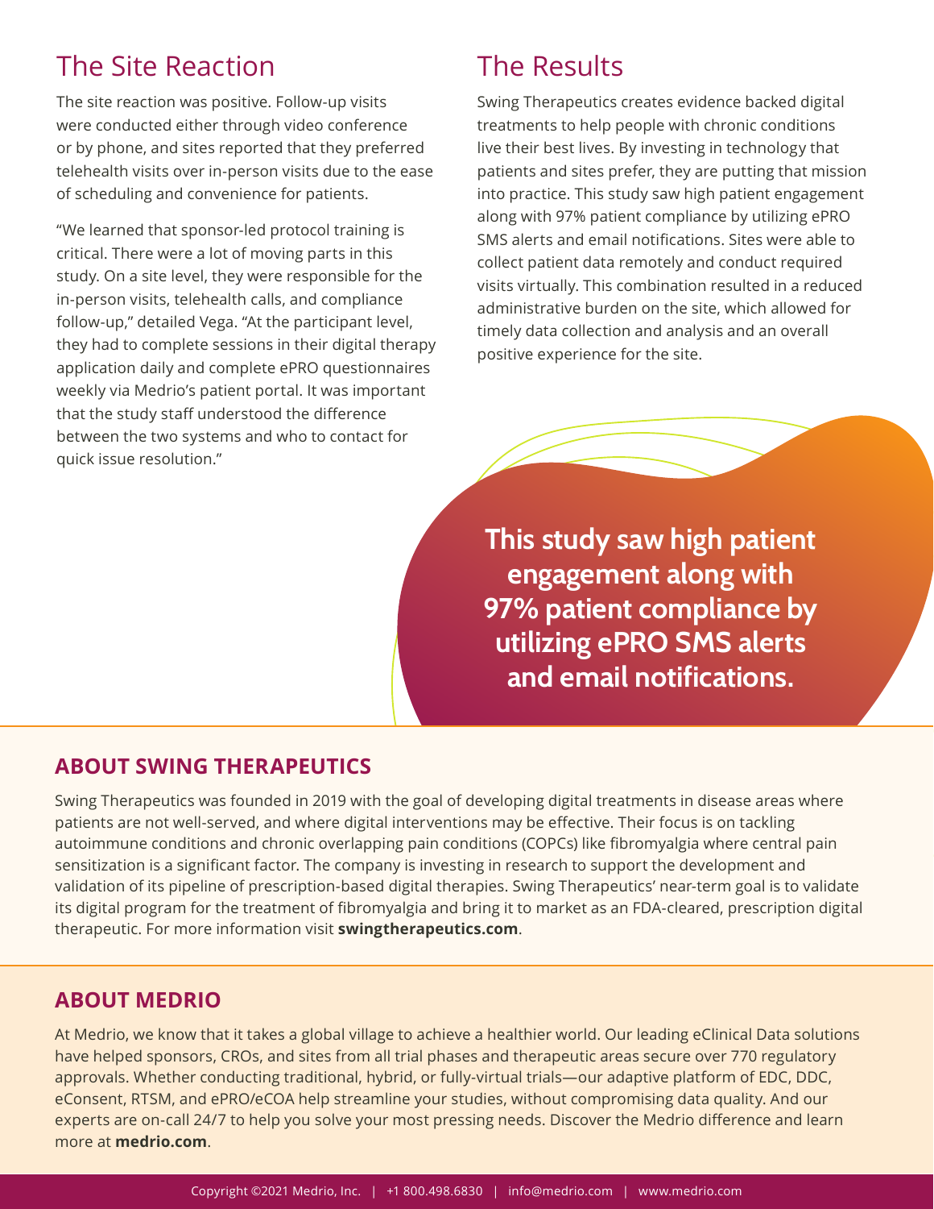## The Site Reaction

The site reaction was positive. Follow-up visits were conducted either through video conference or by phone, and sites reported that they preferred telehealth visits over in-person visits due to the ease of scheduling and convenience for patients.

"We learned that sponsor-led protocol training is critical. There were a lot of moving parts in this study. On a site level, they were responsible for the in-person visits, telehealth calls, and compliance follow-up," detailed Vega. "At the participant level, they had to complete sessions in their digital therapy application daily and complete ePRO questionnaires weekly via Medrio's patient portal. It was important that the study staff understood the difference between the two systems and who to contact for quick issue resolution."

## The Results

Swing Therapeutics creates evidence backed digital treatments to help people with chronic conditions live their best lives. By investing in technology that patients and sites prefer, they are putting that mission into practice. This study saw high patient engagement along with 97% patient compliance by utilizing ePRO SMS alerts and email notifications. Sites were able to collect patient data remotely and conduct required visits virtually. This combination resulted in a reduced administrative burden on the site, which allowed for timely data collection and analysis and an overall positive experience for the site.

**This study saw high patient engagement along with 97% patient compliance by utilizing ePRO SMS alerts and email notifications.**

### ABOUT SWING THERAPEUTICS

Swing Therapeutics was founded in 2019 with the goal of developing digital treatments in disease areas where patients are not well-served, and where digital interventions may be effective. Their focus is on tackling autoimmune conditions and chronic overlapping pain conditions (COPCs) like fibromyalgia where central pain sensitization is a significant factor. The company is investing in research to support the development and validation of its pipeline of prescription-based digital therapies. Swing Therapeutics' near-term goal is to validate its digital program for the treatment of fibromyalgia and bring it to market as an FDA-cleared, prescription digital therapeutic. For more information visit **swingtherapeutics.com**.

### ABOUT MEDRIO

At Medrio, we know that it takes a global village to achieve a healthier world. Our leading eClinical Data solutions have helped sponsors, CROs, and sites from all trial phases and therapeutic areas secure over 770 regulatory approvals. Whether conducting traditional, hybrid, or fully-virtual trials—our adaptive platform of EDC, DDC, eConsent, RTSM, and ePRO/eCOA help streamline your studies, without compromising data quality. And our experts are on-call 24/7 to help you solve your most pressing needs. Discover the Medrio difference and learn more at **medrio.com**.

Copyright ©2021 Medrio, Inc. | +1 800.498.6830 | info@medrio.com | www.medrio.com